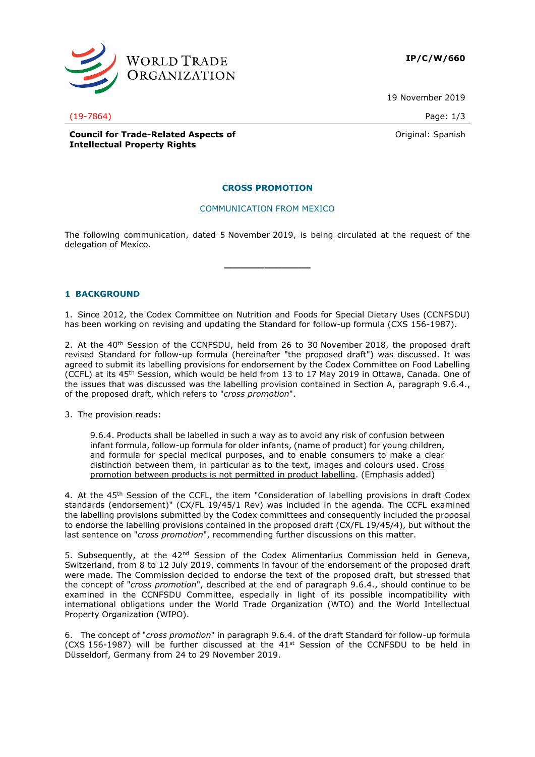WORLD TRADE ORGANIZATION

**IP/C/W/660**

19 November 2019

(19-7864)

**Council for Trade-Related Aspects of Intellectual Property Rights**

Original: Spanish

## CROSS PROMOTION

### COMMUNICATION FROM MEXICO

The following communication, dated 5 November 2019, is being circulated at the request of the delegation of Mexico.

---

## 1 BACKGROUND

1. Since 2012, the Codex Committee on Nutrition and Foods for Special Dietary Uses (CCNFSDU) has been working on revising and updating the Standard for follow-up formula (CXS 156-1987).

2. At the 40th Session of the CCNFSDU, held from 26 to 30 November 2018, the proposed draft revised Standard for follow-up formula (hereinafter "the proposed draft") was discussed. It was agreed to submit its labelling provisions for endorsement by the Codex Committee on Food Labelling (CCFL) at its 45th Session, which would be held from 13 to 17 May 2019 in Ottawa, Canada. One of the issues that was discussed was the labelling provision contained in Section A, paragraph 9.6.4., of the proposed draft, which refers to "*cross promotion*".

3. The provision reads:

> 9.6.4. Products shall be labelled in such a way as to avoid any risk of confusion between infant formula, follow-up formula for older infants, (name of product) for young children, and formula for special medical purposes, and to enable consumers to make a clear distinction between them, in particular as to the text, images and colours used. Cross promotion between products is not permitted in product labelling. (Emphasis added)

4. At the 45th Session of the CCFL, the item "Consideration of labelling provisions in draft Codex standards (endorsement)" (CX/FL 19/45/1 Rev) was included in the agenda. The CCFL examined the labelling provisions submitted by the Codex committees and consequently included the proposal to endorse the labelling provisions contained in the proposed draft (CX/FL 19/45/4), but without the last sentence on "*cross promotion*", recommending further discussions on this matter.

5. Subsequently, at the 42nd Session of the Codex Alimentarius Commission held in Geneva, Switzerland, from 8 to 12 July 2019, comments in favour of the endorsement of the proposed draft were made. The Commission decided to endorse the text of the proposed draft, but stressed that the concept of "*cross promotion*", described at the end of paragraph 9.6.4., should continue to be examined in the CCNFSDU Committee, especially in light of its possible incompatibility with international obligations under the World Trade Organization (WTO) and the World Intellectual Property Organization (WIPO).

6. The concept of "*cross promotion*" in paragraph 9.6.4. of the draft Standard for follow-up formula (CXS 156-1987) will be further discussed at the 41st Session of the CCNFSDU to be held in Düsseldorf, Germany from 24 to 29 November 2019.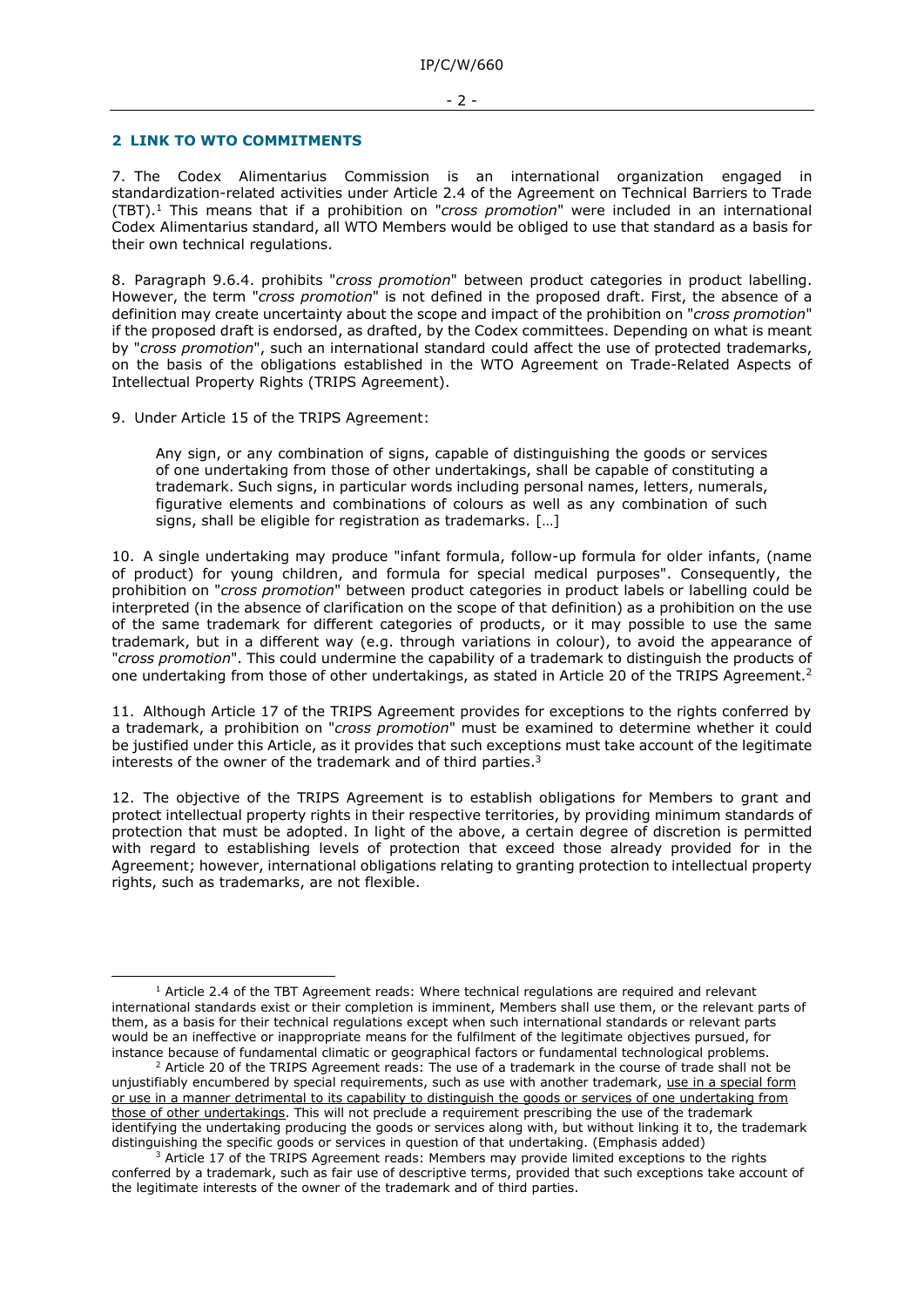## 2 LINK TO WTO COMMITMENTS

7. The Codex Alimentarius Commission is an international organization engaged in standardization-related activities under Article 2.4 of the Agreement on Technical Barriers to Trade (TBT).[1] This means that if a prohibition on "*cross promotion*" were included in an international Codex Alimentarius standard, all WTO Members would be obliged to use that standard as a basis for their own technical regulations.

8. Paragraph 9.6.4. prohibits "*cross promotion*" between product categories in product labelling. However, the term "*cross promotion*" is not defined in the proposed draft. First, the absence of a definition may create uncertainty about the scope and impact of the prohibition on "*cross promotion*" if the proposed draft is endorsed, as drafted, by the Codex committees. Depending on what is meant by "*cross promotion*", such an international standard could affect the use of protected trademarks, on the basis of the obligations established in the WTO Agreement on Trade-Related Aspects of Intellectual Property Rights (TRIPS Agreement).

9. Under Article 15 of the TRIPS Agreement:

> Any sign, or any combination of signs, capable of distinguishing the goods or services of one undertaking from those of other undertakings, shall be capable of constituting a trademark. Such signs, in particular words including personal names, letters, numerals, figurative elements and combinations of colours as well as any combination of such signs, shall be eligible for registration as trademarks. […]

10. A single undertaking may produce "infant formula, follow-up formula for older infants, (name of product) for young children, and formula for special medical purposes". Consequently, the prohibition on "*cross promotion*" between product categories in product labels or labelling could be interpreted (in the absence of clarification on the scope of that definition) as a prohibition on the use of the same trademark for different categories of products, or it may possible to use the same trademark, but in a different way (e.g. through variations in colour), to avoid the appearance of "*cross promotion*". This could undermine the capability of a trademark to distinguish the products of one undertaking from those of other undertakings, as stated in Article 20 of the TRIPS Agreement.[2]

11. Although Article 17 of the TRIPS Agreement provides for exceptions to the rights conferred by a trademark, a prohibition on "*cross promotion*" must be examined to determine whether it could be justified under this Article, as it provides that such exceptions must take account of the legitimate interests of the owner of the trademark and of third parties.[3]

12. The objective of the TRIPS Agreement is to establish obligations for Members to grant and protect intellectual property rights in their respective territories, by providing minimum standards of protection that must be adopted. In light of the above, a certain degree of discretion is permitted with regard to establishing levels of protection that exceed those already provided for in the Agreement; however, international obligations relating to granting protection to intellectual property rights, such as trademarks, are not flexible.

---

[1] Article 2.4 of the TBT Agreement reads: Where technical regulations are required and relevant international standards exist or their completion is imminent, Members shall use them, or the relevant parts of them, as a basis for their technical regulations except when such international standards or relevant parts would be an ineffective or inappropriate means for the fulfilment of the legitimate objectives pursued, for instance because of fundamental climatic or geographical factors or fundamental technological problems.

[2] Article 20 of the TRIPS Agreement reads: The use of a trademark in the course of trade shall not be unjustifiably encumbered by special requirements, such as use with another trademark, <u>use in a special form or use in a manner detrimental to its capability to distinguish the goods or services of one undertaking from those of other undertakings</u>. This will not preclude a requirement prescribing the use of the trademark identifying the undertaking producing the goods or services along with, but without linking it to, the trademark distinguishing the specific goods or services in question of that undertaking. (Emphasis added)

[3] Article 17 of the TRIPS Agreement reads: Members may provide limited exceptions to the rights conferred by a trademark, such as fair use of descriptive terms, provided that such exceptions take account of the legitimate interests of the owner of the trademark and of third parties.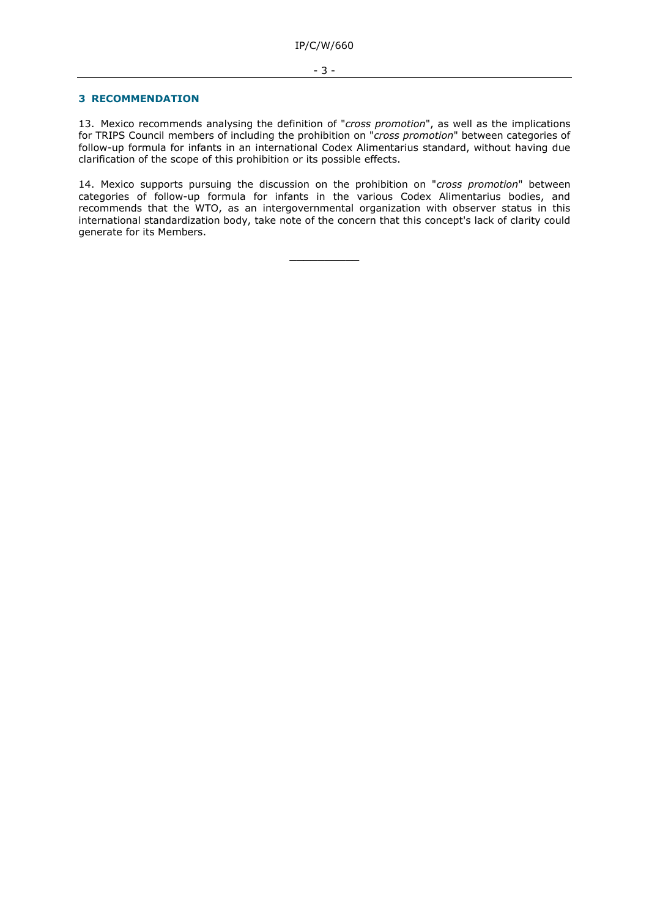## 3 RECOMMENDATION

13. Mexico recommends analysing the definition of "*cross promotion*", as well as the implications for TRIPS Council members of including the prohibition on "*cross promotion*" between categories of follow-up formula for infants in an international Codex Alimentarius standard, without having due clarification of the scope of this prohibition or its possible effects.

14. Mexico supports pursuing the discussion on the prohibition on "*cross promotion*" between categories of follow-up formula for infants in the various Codex Alimentarius bodies, and recommends that the WTO, as an intergovernmental organization with observer status in this international standardization body, take note of the concern that this concept's lack of clarity could generate for its Members.

---